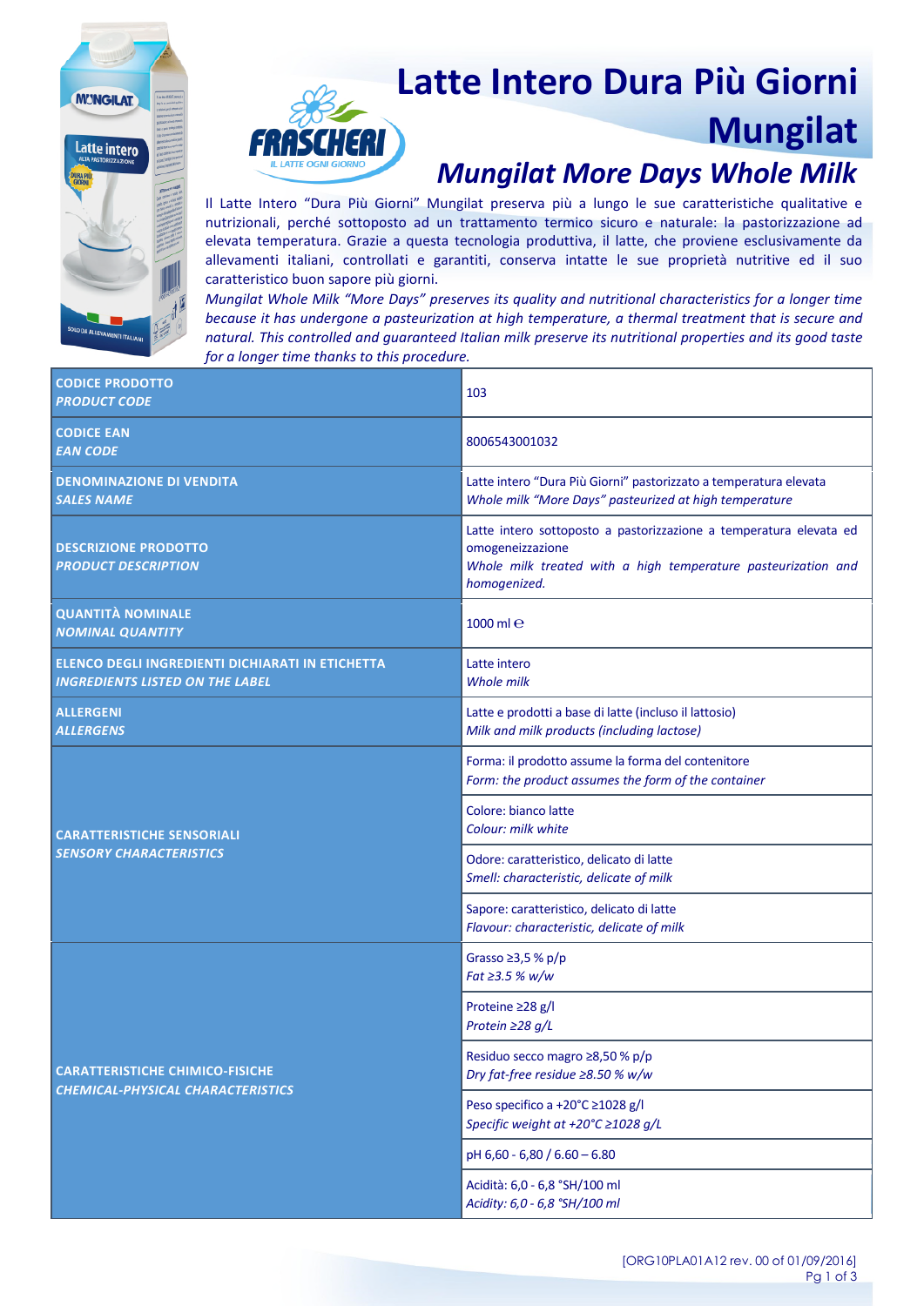# Latte Intero Dura Più Giorni Mungilat

## *Mungilat More Days Whole Milk*

Il Latte Intero "Dura Più Giorni" Mungilat preserva più a lungo le sue caratteristiche qualitative e nutrizionali, perché sottoposto ad un trattamento termico sicuro e naturale: la pastorizzazione ad elevata temperatura. Grazie a questa tecnologia produttiva, il latte, che proviene esclusivamente da allevamenti italiani, controllati e garantiti, conserva intatte le sue proprietà nutritive ed il suo caratteristico buon sapore più giorni.

*Mungilat Whole Milk "More Days" preserves its quality and nutritional characteristics for a longer time because it has undergone a pasteurization at high temperature, a thermal treatment that is secure and natural. This controlled and guaranteed Italian milk preserve its nutritional properties and its good taste for a longer time thanks to this procedure.*

| | |
|---|---|
| **CODICE PRODOTTO** ***PRODUCT CODE*** | 103 |
| **CODICE EAN** ***EAN CODE*** | 8006543001032 |
| **DENOMINAZIONE DI VENDITA** ***SALES NAME*** | Latte intero "Dura Più Giorni" pastorizzato a temperatura elevata *Whole milk "More Days" pasteurized at high temperature* |
| **DESCRIZIONE PRODOTTO** ***PRODUCT DESCRIPTION*** | Latte intero sottoposto a pastorizzazione a temperatura elevata ed omogeneizzazione *Whole milk treated with a high temperature pasteurization and homogenized.* |
| **QUANTITÀ NOMINALE** ***NOMINAL QUANTITY*** | 1000 ml ℮ |
| **ELENCO DEGLI INGREDIENTI DICHIARATI IN ETICHETTA** ***INGREDIENTS LISTED ON THE LABEL*** | Latte intero *Whole milk* |
| **ALLERGENI** ***ALLERGENS*** | Latte e prodotti a base di latte (incluso il lattosio) *Milk and milk products (including lactose)* |
| **CARATTERISTICHE SENSORIALI** ***SENSORY CHARACTERISTICS*** | Forma: il prodotto assume la forma del contenitore *Form: the product assumes the form of the container* |
| | Colore: bianco latte *Colour: milk white* |
| | Odore: caratteristico, delicato di latte *Smell: characteristic, delicate of milk* |
| | Sapore: caratteristico, delicato di latte *Flavour: characteristic, delicate of milk* |
| **CARATTERISTICHE CHIMICO-FISICHE** ***CHEMICAL-PHYSICAL CHARACTERISTICS*** | Grasso ≥3,5 % p/p *Fat ≥3.5 % w/w* |
| | Proteine ≥28 g/l *Protein ≥28 g/L* |
| | Residuo secco magro ≥8,50 % p/p *Dry fat-free residue ≥8.50 % w/w* |
| | Peso specifico a +20°C ≥1028 g/l *Specific weight at +20°C ≥1028 g/L* |
| | pH 6,60 - 6,80 / 6.60 – 6.80 |
| | Acidità: 6,0 - 6,8 °SH/100 ml *Acidity: 6,0 - 6,8 °SH/100 ml* |

[ORG10PLA01A12 rev. 00 of 01/09/2016]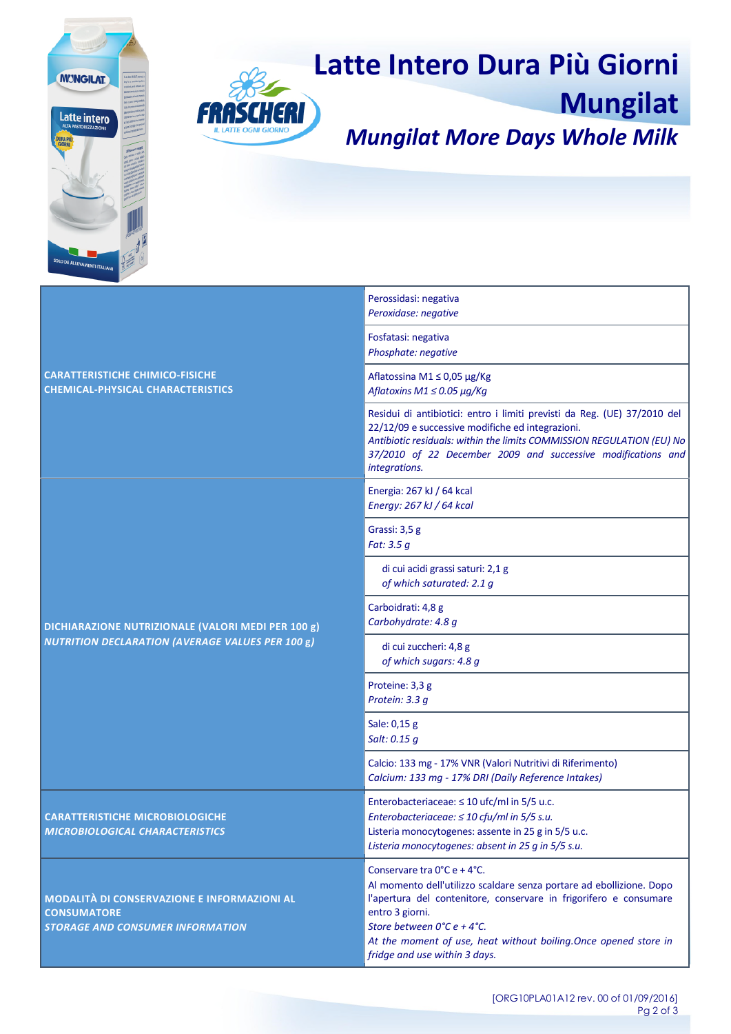# Latte Intero Dura Più Giorni Mungilat

## *Mungilat More Days Whole Milk*

| | |
|---|---|
| **CARATTERISTICHE CHIMICO-FISICHE**<br>**CHEMICAL-PHYSICAL CHARACTERISTICS** | Perossidasi: negativa<br>*Peroxidase: negative* |
| | Fosfatasi: negativa<br>*Phosphate: negative* |
| | Aflatossina M1 ≤ 0,05 µg/Kg<br>*Aflatoxins M1 ≤ 0.05 µg/Kg* |
| | Residui di antibiotici: entro i limiti previsti da Reg. (UE) 37/2010 del 22/12/09 e successive modifiche ed integrazioni.<br>*Antibiotic residuals: within the limits COMMISSION REGULATION (EU) No 37/2010 of 22 December 2009 and successive modifications and integrations.* |
| **DICHIARAZIONE NUTRIZIONALE (VALORI MEDI PER 100 g)**<br>***NUTRITION DECLARATION (AVERAGE VALUES PER 100 g)*** | Energia: 267 kJ / 64 kcal<br>*Energy: 267 kJ / 64 kcal* |
| | Grassi: 3,5 g<br>*Fat: 3.5 g* |
| | di cui acidi grassi saturi: 2,1 g<br>*of which saturated: 2.1 g* |
| | Carboidrati: 4,8 g<br>*Carbohydrate: 4.8 g* |
| | di cui zuccheri: 4,8 g<br>*of which sugars: 4.8 g* |
| | Proteine: 3,3 g<br>*Protein: 3.3 g* |
| | Sale: 0,15 g<br>*Salt: 0.15 g* |
| | Calcio: 133 mg - 17% VNR (Valori Nutritivi di Riferimento)<br>*Calcium: 133 mg - 17% DRI (Daily Reference Intakes)* |
| **CARATTERISTICHE MICROBIOLOGICHE**<br>***MICROBIOLOGICAL CHARACTERISTICS*** | Enterobacteriaceae: ≤ 10 ufc/ml in 5/5 u.c.<br>*Enterobacteriaceae: ≤ 10 cfu/ml in 5/5 s.u.*<br>Listeria monocytogenes: assente in 25 g in 5/5 u.c.<br>*Listeria monocytogenes: absent in 25 g in 5/5 s.u.* |
| **MODALITÀ DI CONSERVAZIONE E INFORMAZIONI AL CONSUMATORE**<br>***STORAGE AND CONSUMER INFORMATION*** | Conservare tra 0°C e + 4°C.<br>Al momento dell'utilizzo scaldare senza portare ad ebollizione. Dopo l'apertura del contenitore, conservare in frigorifero e consumare entro 3 giorni.<br>*Store between 0°C e + 4°C.*<br>*At the moment of use, heat without boiling.Once opened store in fridge and use within 3 days.* |

[ORG10PLA01A12 rev. 00 of 01/09/2016]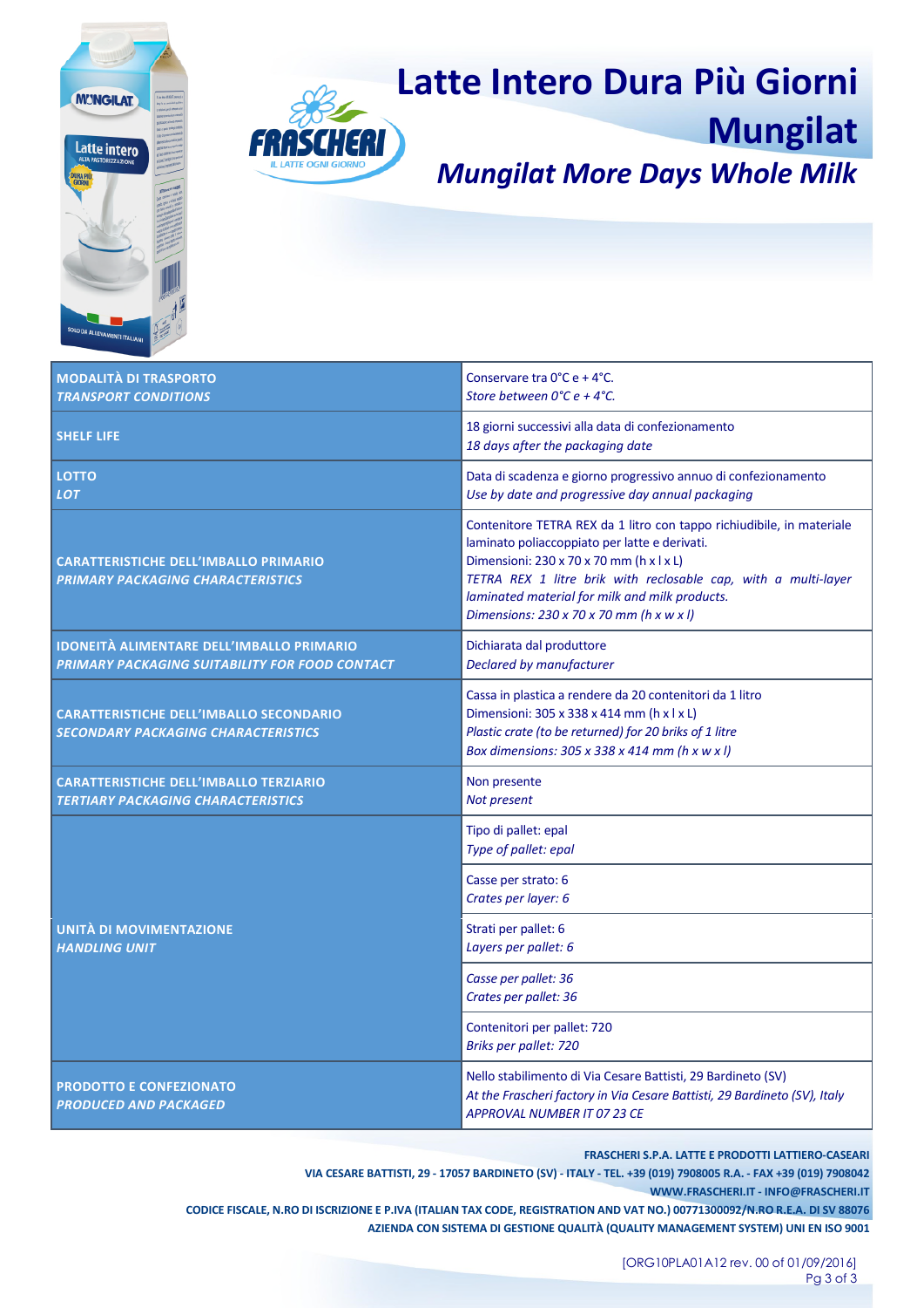# Latte Intero Dura Più Giorni Mungilat

## *Mungilat More Days Whole Milk*

| | |
|---|---|
| **MODALITÀ DI TRASPORTO**<br>***TRANSPORT CONDITIONS*** | Conservare tra 0°C e + 4°C.<br>*Store between 0°C e + 4°C.* |
| **SHELF LIFE** | 18 giorni successivi alla data di confezionamento<br>*18 days after the packaging date* |
| **LOTTO**<br>***LOT*** | Data di scadenza e giorno progressivo annuo di confezionamento<br>*Use by date and progressive day annual packaging* |
| **CARATTERISTICHE DELL'IMBALLO PRIMARIO**<br>***PRIMARY PACKAGING CHARACTERISTICS*** | Contenitore TETRA REX da 1 litro con tappo richiudibile, in materiale laminato poliaccoppiato per latte e derivati.<br>Dimensioni: 230 x 70 x 70 mm (h x l x L)<br>*TETRA REX 1 litre brik with reclosable cap, with a multi-layer laminated material for milk and milk products.*<br>*Dimensions: 230 x 70 x 70 mm (h x w x l)* |
| **IDONEITÀ ALIMENTARE DELL'IMBALLO PRIMARIO**<br>***PRIMARY PACKAGING SUITABILITY FOR FOOD CONTACT*** | Dichiarata dal produttore<br>*Declared by manufacturer* |
| **CARATTERISTICHE DELL'IMBALLO SECONDARIO**<br>***SECONDARY PACKAGING CHARACTERISTICS*** | Cassa in plastica a rendere da 20 contenitori da 1 litro<br>Dimensioni: 305 x 338 x 414 mm (h x l x L)<br>*Plastic crate (to be returned) for 20 briks of 1 litre*<br>*Box dimensions: 305 x 338 x 414 mm (h x w x l)* |
| **CARATTERISTICHE DELL'IMBALLO TERZIARIO**<br>***TERTIARY PACKAGING CHARACTERISTICS*** | Non presente<br>*Not present* |
| **UNITÀ DI MOVIMENTAZIONE**<br>***HANDLING UNIT*** | Tipo di pallet: epal<br>*Type of pallet: epal* |
| | Casse per strato: 6<br>*Crates per layer: 6* |
| | Strati per pallet: 6<br>*Layers per pallet: 6* |
| | *Casse per pallet: 36*<br>*Crates per pallet: 36* |
| | Contenitori per pallet: 720<br>*Briks per pallet: 720* |
| **PRODOTTO E CONFEZIONATO**<br>***PRODUCED AND PACKAGED*** | Nello stabilimento di Via Cesare Battisti, 29 Bardineto (SV)<br>*At the Frascheri factory in Via Cesare Battisti, 29 Bardineto (SV), Italy*<br>*APPROVAL NUMBER IT 07 23 CE* |

**FRASCHERI S.P.A. LATTE E PRODOTTI LATTIERO-CASEARI**
**VIA CESARE BATTISTI, 29 - 17057 BARDINETO (SV) - ITALY - TEL. +39 (019) 7908005 R.A. - FAX +39 (019) 7908042**
**WWW.FRASCHERI.IT - INFO@FRASCHERI.IT**
**CODICE FISCALE, N.RO DI ISCRIZIONE E P.IVA (ITALIAN TAX CODE, REGISTRATION AND VAT NO.) 00771300092/N.RO R.E.A. DI SV 88076**
**AZIENDA CON SISTEMA DI GESTIONE QUALITÀ (QUALITY MANAGEMENT SYSTEM) UNI EN ISO 9001**

[ORG10PLA01A12 rev. 00 of 01/09/2016]